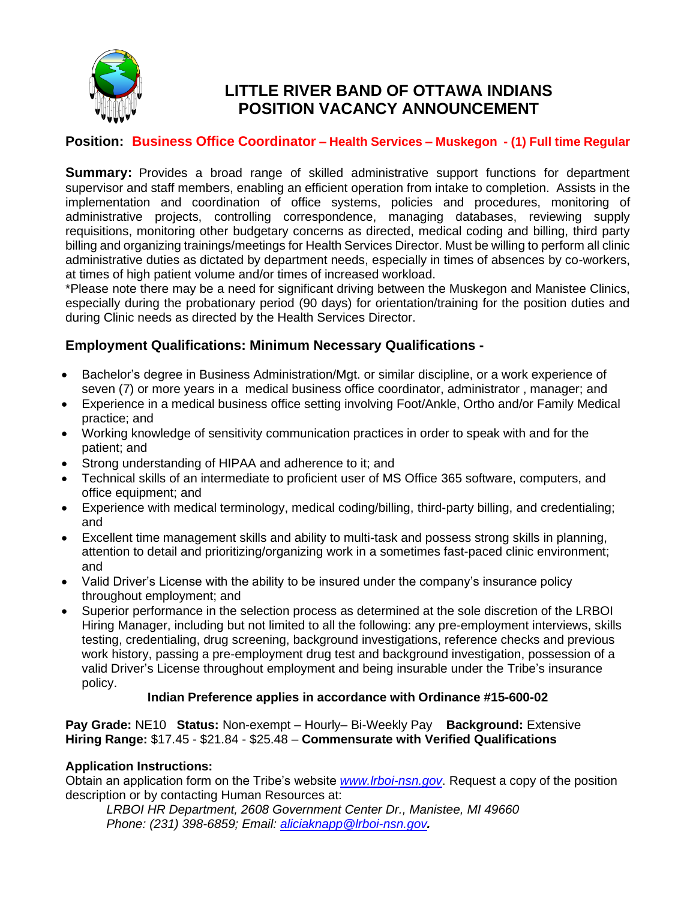# LITTLE RIVER BAND OF OTTAWA INDIANS
# POSITION VACANCY ANNOUNCEMENT

**Position: Business Office Coordinator – Health Services – Muskegon - (1) Full time Regular**

**Summary:** Provides a broad range of skilled administrative support functions for department supervisor and staff members, enabling an efficient operation from intake to completion. Assists in the implementation and coordination of office systems, policies and procedures, monitoring of administrative projects, controlling correspondence, managing databases, reviewing supply requisitions, monitoring other budgetary concerns as directed, medical coding and billing, third party billing and organizing trainings/meetings for Health Services Director. Must be willing to perform all clinic administrative duties as dictated by department needs, especially in times of absences by co-workers, at times of high patient volume and/or times of increased workload.
*Please note there may be a need for significant driving between the Muskegon and Manistee Clinics, especially during the probationary period (90 days) for orientation/training for the position duties and during Clinic needs as directed by the Health Services Director.

## Employment Qualifications: Minimum Necessary Qualifications -

- Bachelor's degree in Business Administration/Mgt. or similar discipline, or a work experience of seven (7) or more years in a medical business office coordinator, administrator , manager; and
- Experience in a medical business office setting involving Foot/Ankle, Ortho and/or Family Medical practice; and
- Working knowledge of sensitivity communication practices in order to speak with and for the patient; and
- Strong understanding of HIPAA and adherence to it; and
- Technical skills of an intermediate to proficient user of MS Office 365 software, computers, and office equipment; and
- Experience with medical terminology, medical coding/billing, third-party billing, and credentialing; and
- Excellent time management skills and ability to multi-task and possess strong skills in planning, attention to detail and prioritizing/organizing work in a sometimes fast-paced clinic environment; and
- Valid Driver's License with the ability to be insured under the company's insurance policy throughout employment; and
- Superior performance in the selection process as determined at the sole discretion of the LRBOI Hiring Manager, including but not limited to all the following: any pre-employment interviews, skills testing, credentialing, drug screening, background investigations, reference checks and previous work history, passing a pre-employment drug test and background investigation, possession of a valid Driver's License throughout employment and being insurable under the Tribe's insurance policy.

**Indian Preference applies in accordance with Ordinance #15-600-02**

**Pay Grade:** NE10 **Status:** Non-exempt – Hourly– Bi-Weekly Pay **Background:** Extensive
**Hiring Range:** $17.45 - $21.84 - $25.48 – **Commensurate with Verified Qualifications**

**Application Instructions:**
Obtain an application form on the Tribe's website *www.lrboi-nsn.gov*. Request a copy of the position description or by contacting Human Resources at:

*LRBOI HR Department, 2608 Government Center Dr., Manistee, MI 49660*
*Phone: (231) 398-6859; Email: aliciaknapp@lrboi-nsn.gov.*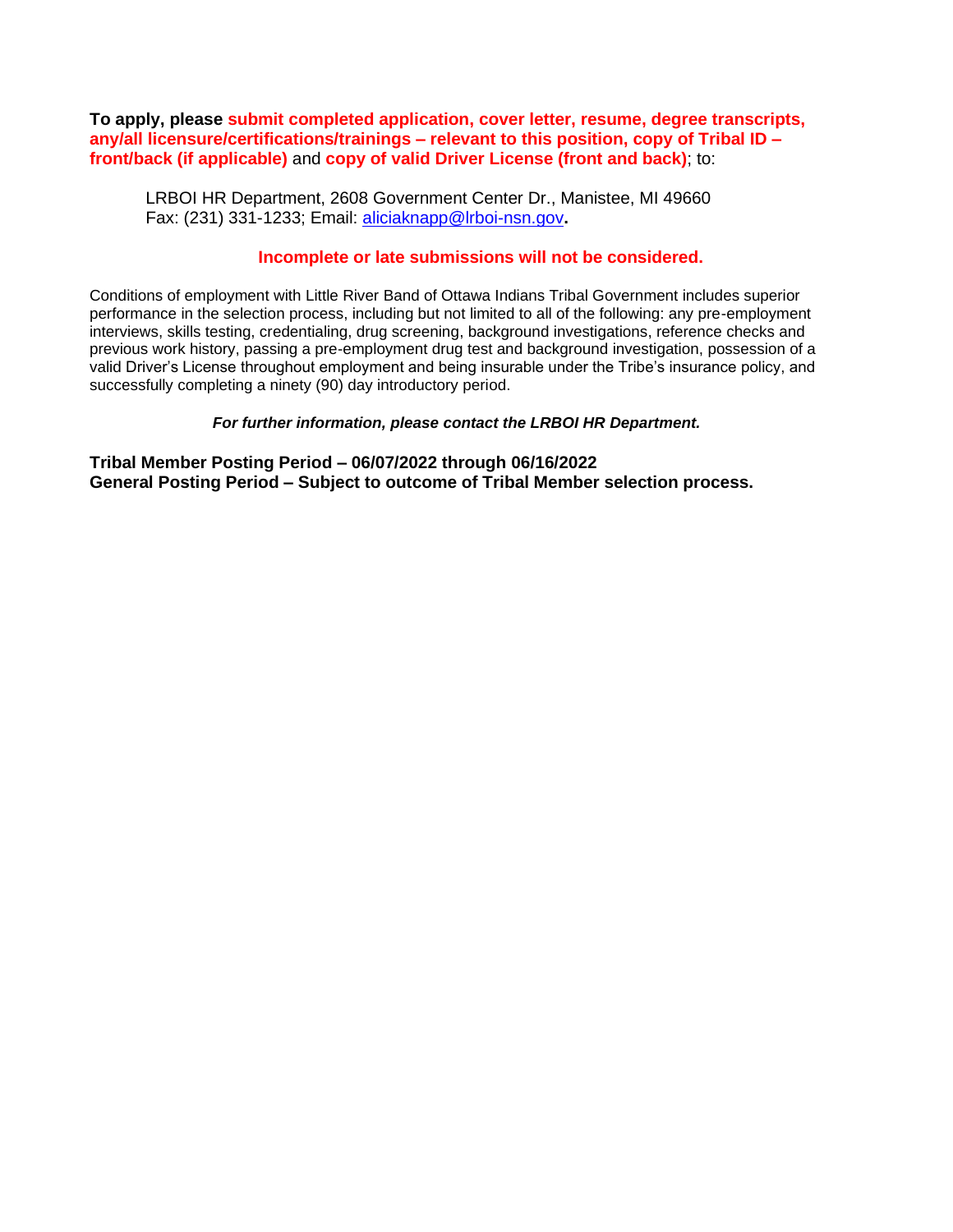**To apply, please submit completed application, cover letter, resume, degree transcripts, any/all licensure/certifications/trainings – relevant to this position, copy of Tribal ID – front/back (if applicable) and copy of valid Driver License (front and back)**; to:

> LRBOI HR Department, 2608 Government Center Dr., Manistee, MI 49660
> Fax: (231) 331-1233; Email: aliciaknapp@lrboi-nsn.gov**.**

**Incomplete or late submissions will not be considered.**

Conditions of employment with Little River Band of Ottawa Indians Tribal Government includes superior performance in the selection process, including but not limited to all of the following: any pre-employment interviews, skills testing, credentialing, drug screening, background investigations, reference checks and previous work history, passing a pre-employment drug test and background investigation, possession of a valid Driver's License throughout employment and being insurable under the Tribe's insurance policy, and successfully completing a ninety (90) day introductory period.

***For further information, please contact the LRBOI HR Department.***

**Tribal Member Posting Period – 06/07/2022 through 06/16/2022**
**General Posting Period – Subject to outcome of Tribal Member selection process.**